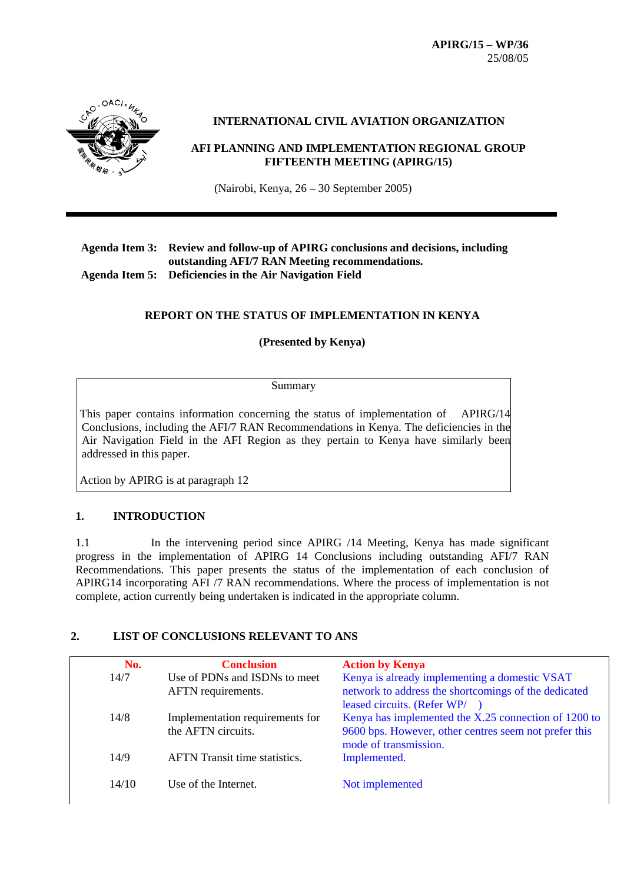**APIRG/15 – WP/36**
25/08/05

**INTERNATIONAL CIVIL AVIATION ORGANIZATION**

**AFI PLANNING AND IMPLEMENTATION REGIONAL GROUP FIFTEENTH MEETING (APIRG/15)**

(Nairobi, Kenya, 26 – 30 September 2005)

**Agenda Item 3: Review and follow-up of APIRG conclusions and decisions, including outstanding AFI/7 RAN Meeting recommendations.**
**Agenda Item 5: Deficiencies in the Air Navigation Field**

**REPORT ON THE STATUS OF IMPLEMENTATION IN KENYA**

**(Presented by Kenya)**

| Summary |
|---|
| This paper contains information concerning the status of implementation of APIRG/14 Conclusions, including the AFI/7 RAN Recommendations in Kenya. The deficiencies in the Air Navigation Field in the AFI Region as they pertain to Kenya have similarly been addressed in this paper.<br><br>Action by APIRG is at paragraph 12 |

## 1. INTRODUCTION

1.1 In the intervening period since APIRG /14 Meeting, Kenya has made significant progress in the implementation of APIRG 14 Conclusions including outstanding AFI/7 RAN Recommendations. This paper presents the status of the implementation of each conclusion of APIRG14 incorporating AFI /7 RAN recommendations. Where the process of implementation is not complete, action currently being undertaken is indicated in the appropriate column.

## 2. LIST OF CONCLUSIONS RELEVANT TO ANS

| No. | Conclusion | Action by Kenya |
|---|---|---|
| 14/7 | Use of PDNs and ISDNs to meet AFTN requirements. | Kenya is already implementing a domestic VSAT network to address the shortcomings of the dedicated leased circuits. (Refer WP/ ) |
| 14/8 | Implementation requirements for the AFTN circuits. | Kenya has implemented the X.25 connection of 1200 to 9600 bps. However, other centres seem not prefer this mode of transmission. |
| 14/9 | AFTN Transit time statistics. | Implemented. |
| 14/10 | Use of the Internet. | Not implemented |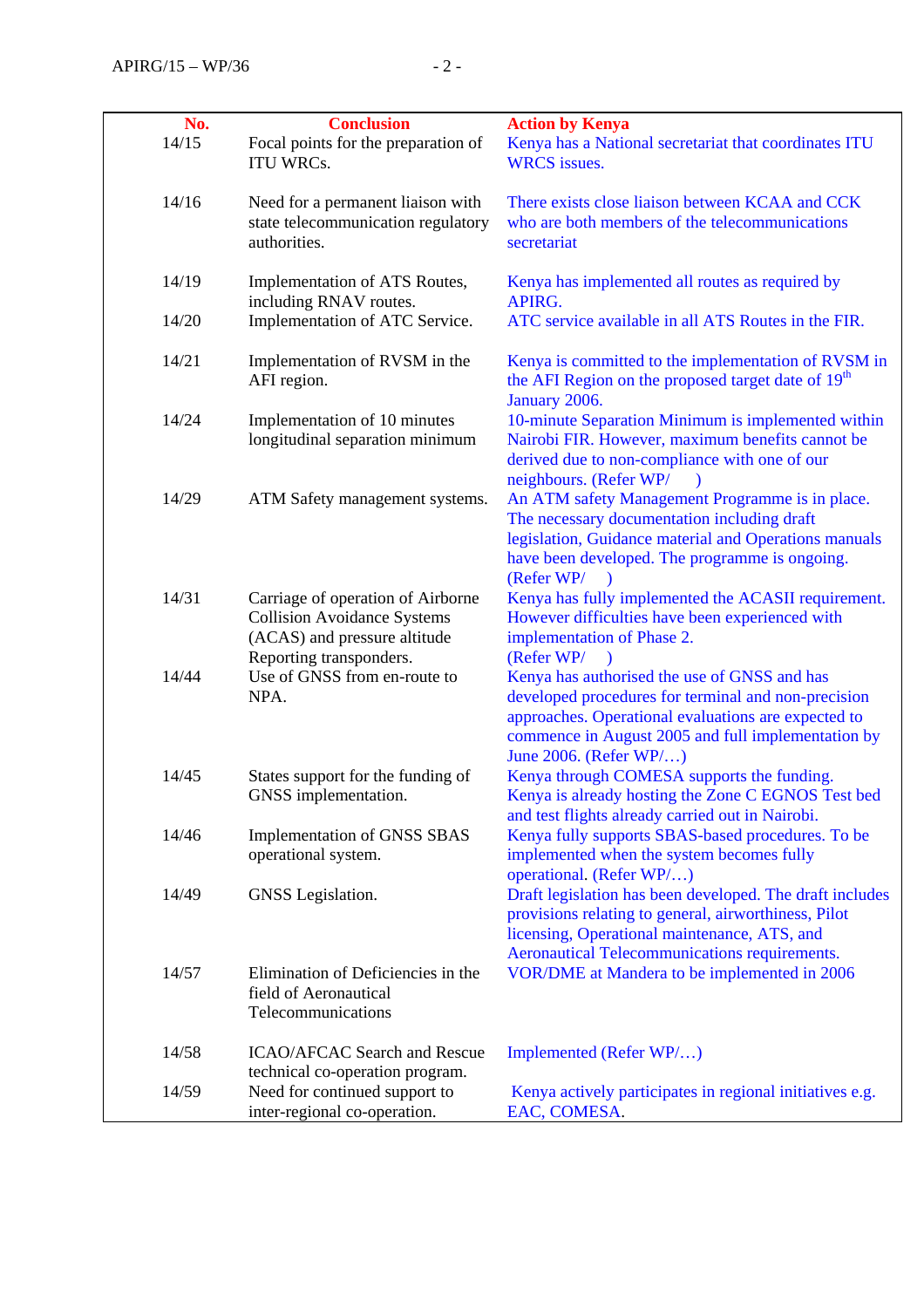| No. | Conclusion | Action by Kenya |
|---|---|---|
| 14/15 | Focal points for the preparation of ITU WRCs. | Kenya has a National secretariat that coordinates ITU WRCS issues. |
| 14/16 | Need for a permanent liaison with state telecommunication regulatory authorities. | There exists close liaison between KCAA and CCK who are both members of the telecommunications secretariat |
| 14/19 | Implementation of ATS Routes, including RNAV routes. | Kenya has implemented all routes as required by APIRG. |
| 14/20 | Implementation of ATC Service. | ATC service available in all ATS Routes in the FIR. |
| 14/21 | Implementation of RVSM in the AFI region. | Kenya is committed to the implementation of RVSM in the AFI Region on the proposed target date of 19th January 2006. |
| 14/24 | Implementation of 10 minutes longitudinal separation minimum | 10-minute Separation Minimum is implemented within Nairobi FIR. However, maximum benefits cannot be derived due to non-compliance with one of our neighbours. (Refer WP/ ) |
| 14/29 | ATM Safety management systems. | An ATM safety Management Programme is in place. The necessary documentation including draft legislation, Guidance material and Operations manuals have been developed. The programme is ongoing. (Refer WP/ ) |
| 14/31 | Carriage of operation of Airborne Collision Avoidance Systems (ACAS) and pressure altitude Reporting transponders. | Kenya has fully implemented the ACASII requirement. However difficulties have been experienced with implementation of Phase 2. (Refer WP/ ) |
| 14/44 | Use of GNSS from en-route to NPA. | Kenya has authorised the use of GNSS and has developed procedures for terminal and non-precision approaches. Operational evaluations are expected to commence in August 2005 and full implementation by June 2006. (Refer WP/…) |
| 14/45 | States support for the funding of GNSS implementation. | Kenya through COMESA supports the funding. Kenya is already hosting the Zone C EGNOS Test bed and test flights already carried out in Nairobi. |
| 14/46 | Implementation of GNSS SBAS operational system. | Kenya fully supports SBAS-based procedures. To be implemented when the system becomes fully operational. (Refer WP/…) |
| 14/49 | GNSS Legislation. | Draft legislation has been developed. The draft includes provisions relating to general, airworthiness, Pilot licensing, Operational maintenance, ATS, and Aeronautical Telecommunications requirements. |
| 14/57 | Elimination of Deficiencies in the field of Aeronautical Telecommunications | VOR/DME at Mandera to be implemented in 2006 |
| 14/58 | ICAO/AFCAC Search and Rescue technical co-operation program. | Implemented (Refer WP/…) |
| 14/59 | Need for continued support to inter-regional co-operation. | Kenya actively participates in regional initiatives e.g. EAC, COMESA. |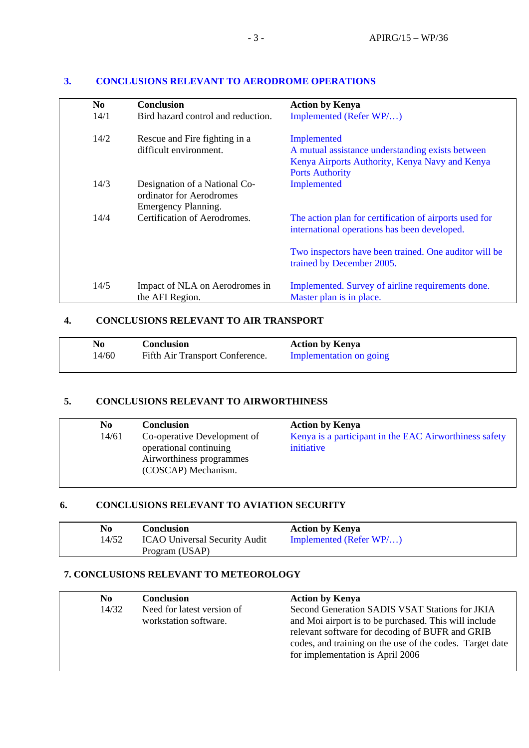## 3. CONCLUSIONS RELEVANT TO AERODROME OPERATIONS

| No | Conclusion | Action by Kenya |
|---|---|---|
| 14/1 | Bird hazard control and reduction. | Implemented (Refer WP/…) |
| 14/2 | Rescue and Fire fighting in a difficult environment. | Implemented<br>A mutual assistance understanding exists between Kenya Airports Authority, Kenya Navy and Kenya Ports Authority |
| 14/3 | Designation of a National Co-ordinator for Aerodromes Emergency Planning. | Implemented |
| 14/4 | Certification of Aerodromes. | The action plan for certification of airports used for international operations has been developed.<br><br>Two inspectors have been trained. One auditor will be trained by December 2005. |
| 14/5 | Impact of NLA on Aerodromes in the AFI Region. | Implemented. Survey of airline requirements done. Master plan is in place. |

## 4. CONCLUSIONS RELEVANT TO AIR TRANSPORT

| No | Conclusion | Action by Kenya |
|---|---|---|
| 14/60 | Fifth Air Transport Conference. | Implementation on going |

## 5. CONCLUSIONS RELEVANT TO AIRWORTHINESS

| No | Conclusion | Action by Kenya |
|---|---|---|
| 14/61 | Co-operative Development of operational continuing Airworthiness programmes (COSCAP) Mechanism. | Kenya is a participant in the EAC Airworthiness safety initiative |

## 6. CONCLUSIONS RELEVANT TO AVIATION SECURITY

| No | Conclusion | Action by Kenya |
|---|---|---|
| 14/52 | ICAO Universal Security Audit Program (USAP) | Implemented (Refer WP/…) |

## 7. CONCLUSIONS RELEVANT TO METEOROLOGY

| No | Conclusion | Action by Kenya |
|---|---|---|
| 14/32 | Need for latest version of workstation software. | Second Generation SADIS VSAT Stations for JKIA and Moi airport is to be purchased. This will include relevant software for decoding of BUFR and GRIB codes, and training on the use of the codes. Target date for implementation is April 2006 |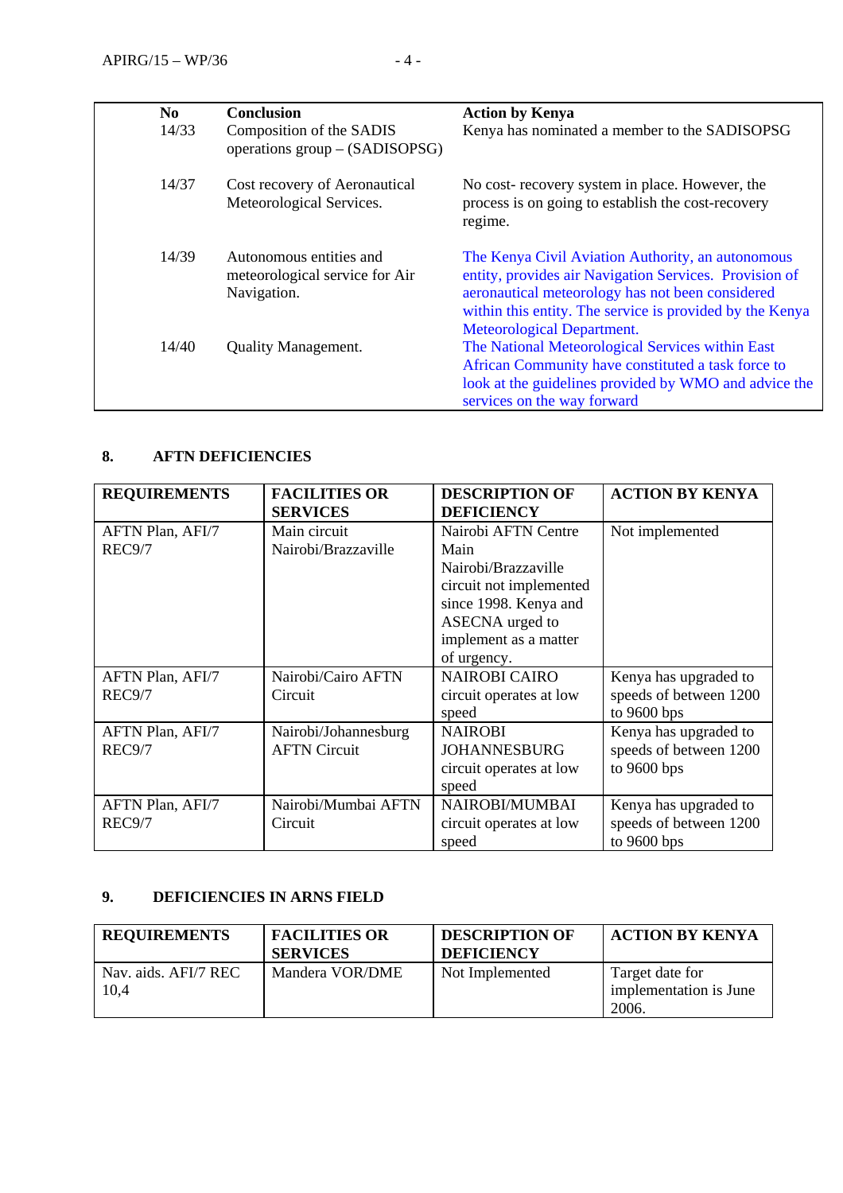| No | Conclusion | Action by Kenya |
|---|---|---|
| 14/33 | Composition of the SADIS operations group – (SADISOPSG) | Kenya has nominated a member to the SADISOPSG |
| 14/37 | Cost recovery of Aeronautical Meteorological Services. | No cost- recovery system in place. However, the process is on going to establish the cost-recovery regime. |
| 14/39 | Autonomous entities and meteorological service for Air Navigation. | The Kenya Civil Aviation Authority, an autonomous entity, provides air Navigation Services. Provision of aeronautical meteorology has not been considered within this entity. The service is provided by the Kenya Meteorological Department. |
| 14/40 | Quality Management. | The National Meteorological Services within East African Community have constituted a task force to look at the guidelines provided by WMO and advice the services on the way forward |

## 8. AFTN DEFICIENCIES

| REQUIREMENTS | FACILITIES OR SERVICES | DESCRIPTION OF DEFICIENCY | ACTION BY KENYA |
|---|---|---|---|
| AFTN Plan, AFI/7 REC9/7 | Main circuit Nairobi/Brazzaville | Nairobi AFTN Centre Main Nairobi/Brazzaville circuit not implemented since 1998. Kenya and ASECNA urged to implement as a matter of urgency. | Not implemented |
| AFTN Plan, AFI/7 REC9/7 | Nairobi/Cairo AFTN Circuit | NAIROBI CAIRO circuit operates at low speed | Kenya has upgraded to speeds of between 1200 to 9600 bps |
| AFTN Plan, AFI/7 REC9/7 | Nairobi/Johannesburg AFTN Circuit | NAIROBI JOHANNESBURG circuit operates at low speed | Kenya has upgraded to speeds of between 1200 to 9600 bps |
| AFTN Plan, AFI/7 REC9/7 | Nairobi/Mumbai AFTN Circuit | NAIROBI/MUMBAI circuit operates at low speed | Kenya has upgraded to speeds of between 1200 to 9600 bps |

## 9. DEFICIENCIES IN ARNS FIELD

| REQUIREMENTS | FACILITIES OR SERVICES | DESCRIPTION OF DEFICIENCY | ACTION BY KENYA |
|---|---|---|---|
| Nav. aids. AFI/7 REC 10,4 | Mandera VOR/DME | Not Implemented | Target date for implementation is June 2006. |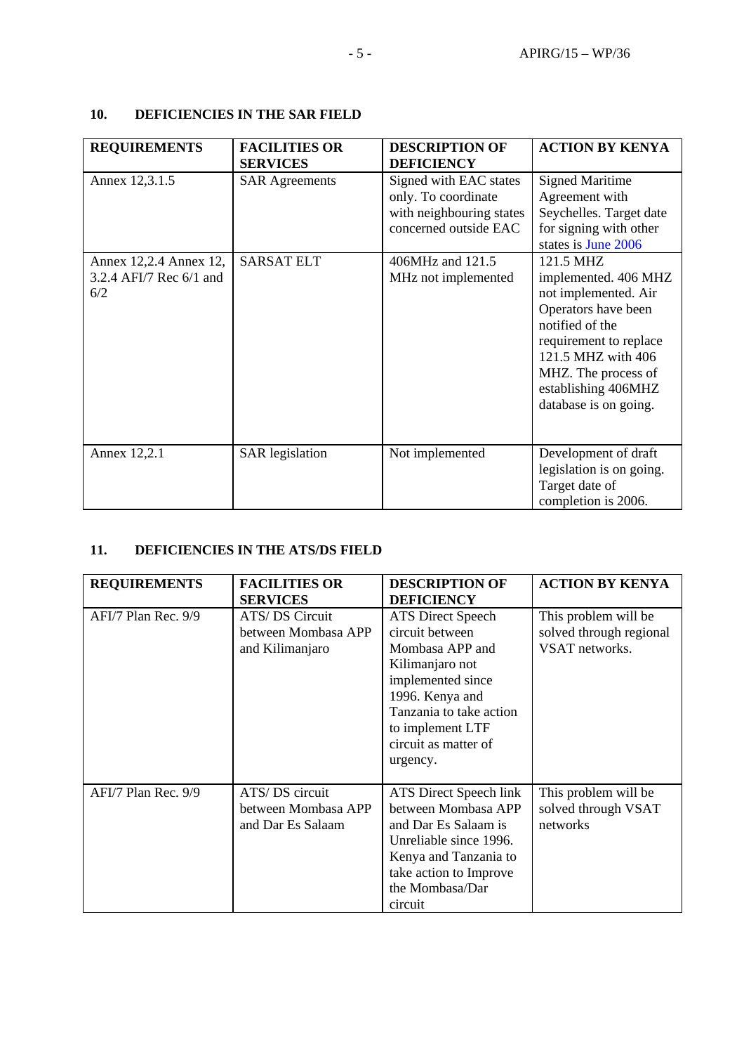## 10. DEFICIENCIES IN THE SAR FIELD

| REQUIREMENTS | FACILITIES OR SERVICES | DESCRIPTION OF DEFICIENCY | ACTION BY KENYA |
|---|---|---|---|
| Annex 12,3.1.5 | SAR Agreements | Signed with EAC states only. To coordinate with neighbouring states concerned outside EAC | Signed Maritime Agreement with Seychelles. Target date for signing with other states is June 2006 |
| Annex 12,2.4 Annex 12, 3.2.4 AFI/7 Rec 6/1 and 6/2 | SARSAT ELT | 406MHz and 121.5 MHz not implemented | 121.5 MHZ implemented. 406 MHZ not implemented. Air Operators have been notified of the requirement to replace 121.5 MHZ with 406 MHZ. The process of establishing 406MHZ database is on going. |
| Annex 12,2.1 | SAR legislation | Not implemented | Development of draft legislation is on going. Target date of completion is 2006. |

## 11. DEFICIENCIES IN THE ATS/DS FIELD

| REQUIREMENTS | FACILITIES OR SERVICES | DESCRIPTION OF DEFICIENCY | ACTION BY KENYA |
|---|---|---|---|
| AFI/7 Plan Rec. 9/9 | ATS/ DS Circuit between Mombasa APP and Kilimanjaro | ATS Direct Speech circuit between Mombasa APP and Kilimanjaro not implemented since 1996. Kenya and Tanzania to take action to implement LTF circuit as matter of urgency. | This problem will be solved through regional VSAT networks. |
| AFI/7 Plan Rec. 9/9 | ATS/ DS circuit between Mombasa APP and Dar Es Salaam | ATS Direct Speech link between Mombasa APP and Dar Es Salaam is Unreliable since 1996. Kenya and Tanzania to take action to Improve the Mombasa/Dar circuit | This problem will be solved through VSAT networks |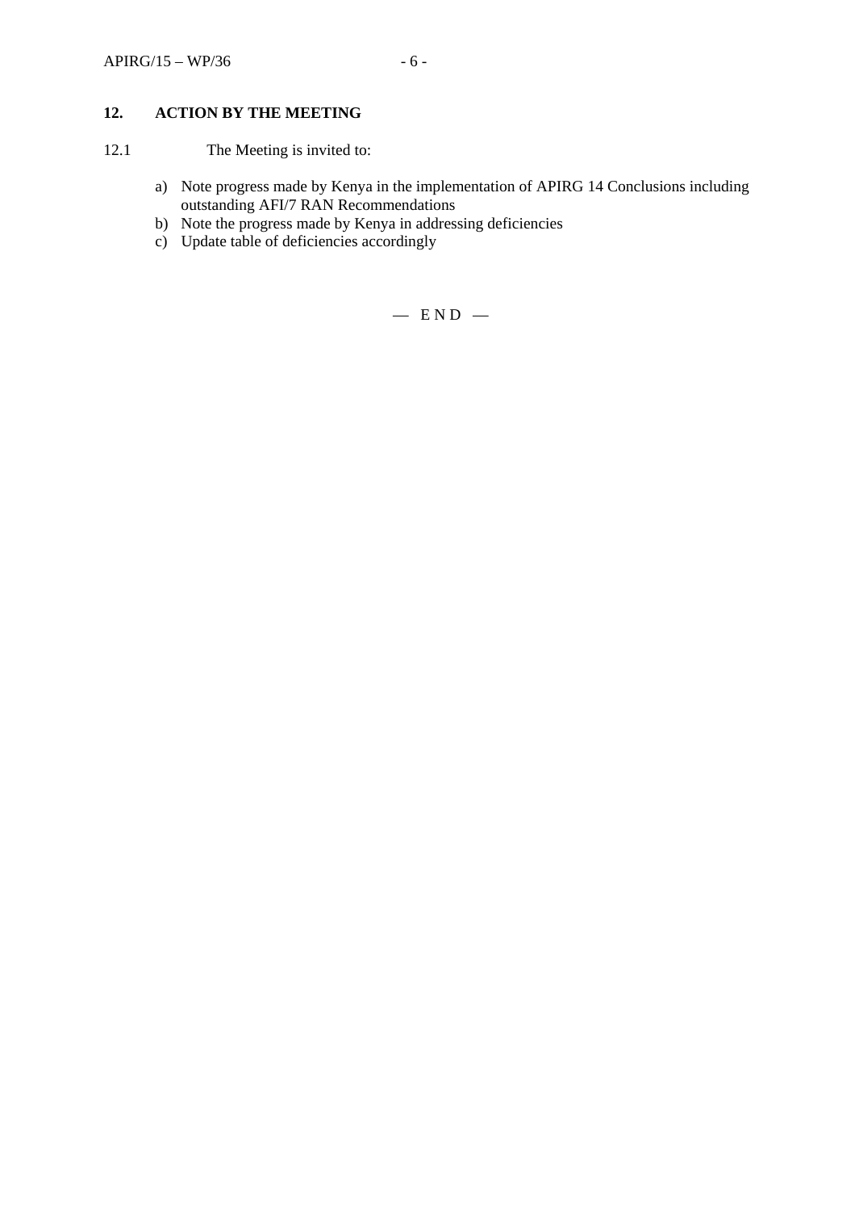## 12. ACTION BY THE MEETING

12.1 The Meeting is invited to:

a) Note progress made by Kenya in the implementation of APIRG 14 Conclusions including outstanding AFI/7 RAN Recommendations
b) Note the progress made by Kenya in addressing deficiencies
c) Update table of deficiencies accordingly

— E N D —